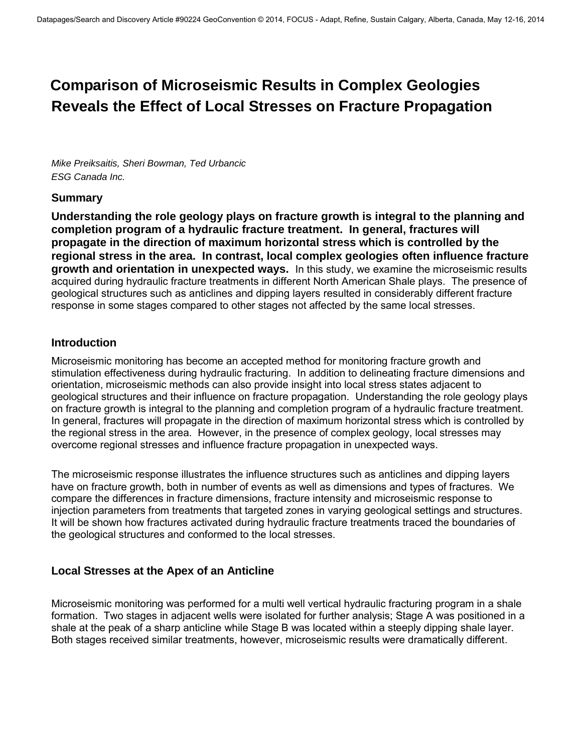# Comparison of Microseismic Results in Complex Geologies Reveals the Effect of Local Stresses on Fracture Propagation

*Mike Preiksaitis, Sheri Bowman, Ted Urbancic*
*ESG Canada Inc.*

## Summary

**Understanding the role geology plays on fracture growth is integral to the planning and completion program of a hydraulic fracture treatment. In general, fractures will propagate in the direction of maximum horizontal stress which is controlled by the regional stress in the area. In contrast, local complex geologies often influence fracture growth and orientation in unexpected ways.** In this study, we examine the microseismic results acquired during hydraulic fracture treatments in different North American Shale plays. The presence of geological structures such as anticlines and dipping layers resulted in considerably different fracture response in some stages compared to other stages not affected by the same local stresses.

## Introduction

Microseismic monitoring has become an accepted method for monitoring fracture growth and stimulation effectiveness during hydraulic fracturing. In addition to delineating fracture dimensions and orientation, microseismic methods can also provide insight into local stress states adjacent to geological structures and their influence on fracture propagation. Understanding the role geology plays on fracture growth is integral to the planning and completion program of a hydraulic fracture treatment. In general, fractures will propagate in the direction of maximum horizontal stress which is controlled by the regional stress in the area. However, in the presence of complex geology, local stresses may overcome regional stresses and influence fracture propagation in unexpected ways.

The microseismic response illustrates the influence structures such as anticlines and dipping layers have on fracture growth, both in number of events as well as dimensions and types of fractures. We compare the differences in fracture dimensions, fracture intensity and microseismic response to injection parameters from treatments that targeted zones in varying geological settings and structures. It will be shown how fractures activated during hydraulic fracture treatments traced the boundaries of the geological structures and conformed to the local stresses.

## Local Stresses at the Apex of an Anticline

Microseismic monitoring was performed for a multi well vertical hydraulic fracturing program in a shale formation. Two stages in adjacent wells were isolated for further analysis; Stage A was positioned in a shale at the peak of a sharp anticline while Stage B was located within a steeply dipping shale layer. Both stages received similar treatments, however, microseismic results were dramatically different.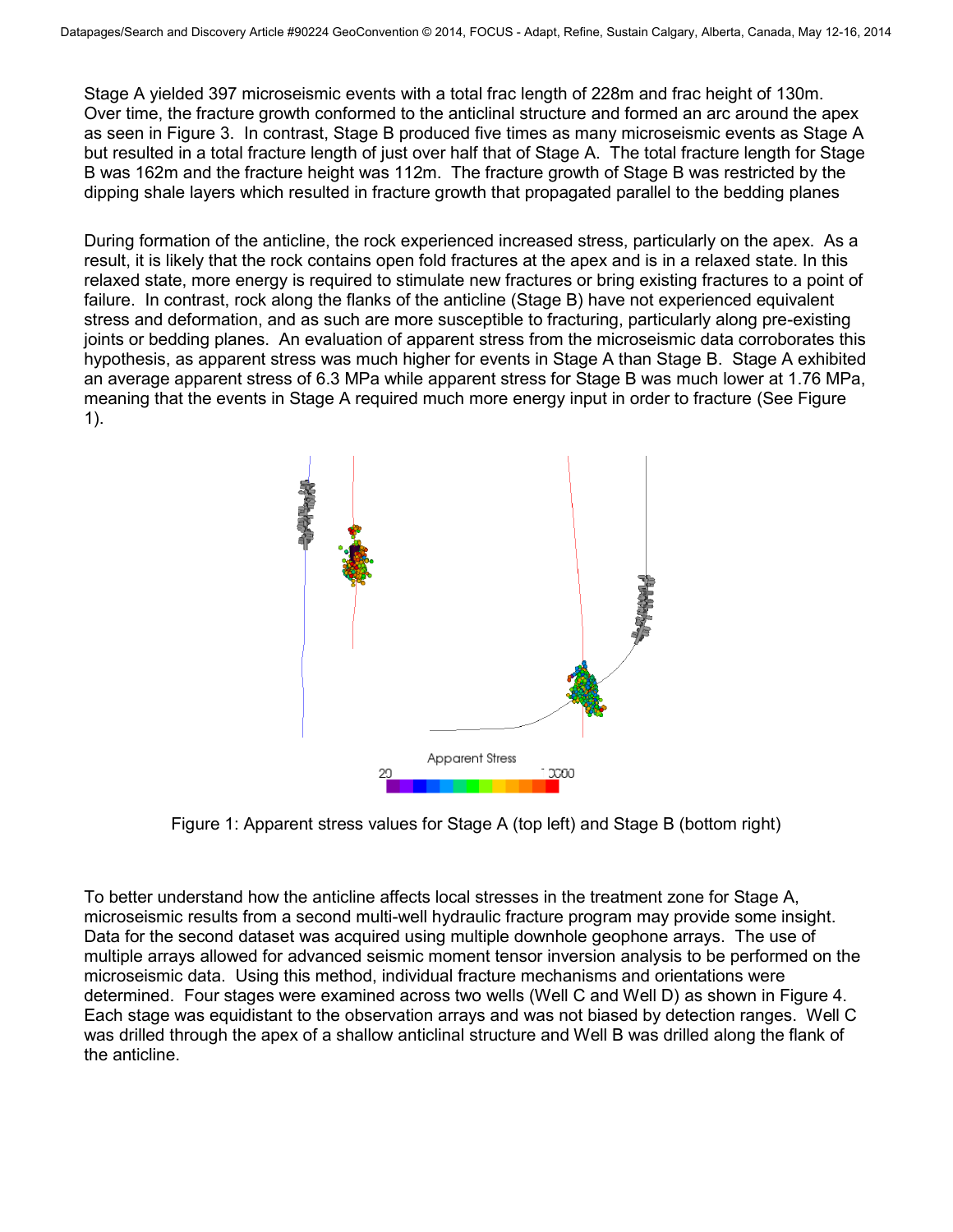Stage A yielded 397 microseismic events with a total frac length of 228m and frac height of 130m. Over time, the fracture growth conformed to the anticlinal structure and formed an arc around the apex as seen in Figure 3. In contrast, Stage B produced five times as many microseismic events as Stage A but resulted in a total fracture length of just over half that of Stage A. The total fracture length for Stage B was 162m and the fracture height was 112m. The fracture growth of Stage B was restricted by the dipping shale layers which resulted in fracture growth that propagated parallel to the bedding planes

During formation of the anticline, the rock experienced increased stress, particularly on the apex. As a result, it is likely that the rock contains open fold fractures at the apex and is in a relaxed state. In this relaxed state, more energy is required to stimulate new fractures or bring existing fractures to a point of failure. In contrast, rock along the flanks of the anticline (Stage B) have not experienced equivalent stress and deformation, and as such are more susceptible to fracturing, particularly along pre-existing joints or bedding planes. An evaluation of apparent stress from the microseismic data corroborates this hypothesis, as apparent stress was much higher for events in Stage A than Stage B. Stage A exhibited an average apparent stress of 6.3 MPa while apparent stress for Stage B was much lower at 1.76 MPa, meaning that the events in Stage A required much more energy input in order to fracture (See Figure 1).

Figure 1: Apparent stress values for Stage A (top left) and Stage B (bottom right)

To better understand how the anticline affects local stresses in the treatment zone for Stage A, microseismic results from a second multi-well hydraulic fracture program may provide some insight. Data for the second dataset was acquired using multiple downhole geophone arrays. The use of multiple arrays allowed for advanced seismic moment tensor inversion analysis to be performed on the microseismic data. Using this method, individual fracture mechanisms and orientations were determined. Four stages were examined across two wells (Well C and Well D) as shown in Figure 4. Each stage was equidistant to the observation arrays and was not biased by detection ranges. Well C was drilled through the apex of a shallow anticlinal structure and Well B was drilled along the flank of the anticline.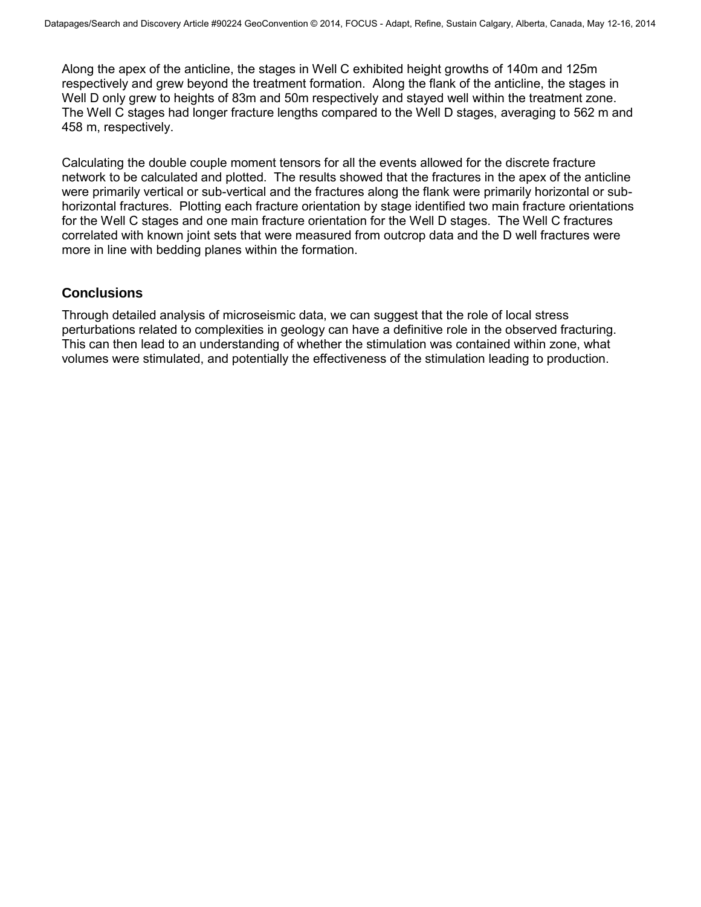Along the apex of the anticline, the stages in Well C exhibited height growths of 140m and 125m respectively and grew beyond the treatment formation. Along the flank of the anticline, the stages in Well D only grew to heights of 83m and 50m respectively and stayed well within the treatment zone. The Well C stages had longer fracture lengths compared to the Well D stages, averaging to 562 m and 458 m, respectively.

Calculating the double couple moment tensors for all the events allowed for the discrete fracture network to be calculated and plotted. The results showed that the fractures in the apex of the anticline were primarily vertical or sub-vertical and the fractures along the flank were primarily horizontal or sub-horizontal fractures. Plotting each fracture orientation by stage identified two main fracture orientations for the Well C stages and one main fracture orientation for the Well D stages. The Well C fractures correlated with known joint sets that were measured from outcrop data and the D well fractures were more in line with bedding planes within the formation.

## Conclusions

Through detailed analysis of microseismic data, we can suggest that the role of local stress perturbations related to complexities in geology can have a definitive role in the observed fracturing. This can then lead to an understanding of whether the stimulation was contained within zone, what volumes were stimulated, and potentially the effectiveness of the stimulation leading to production.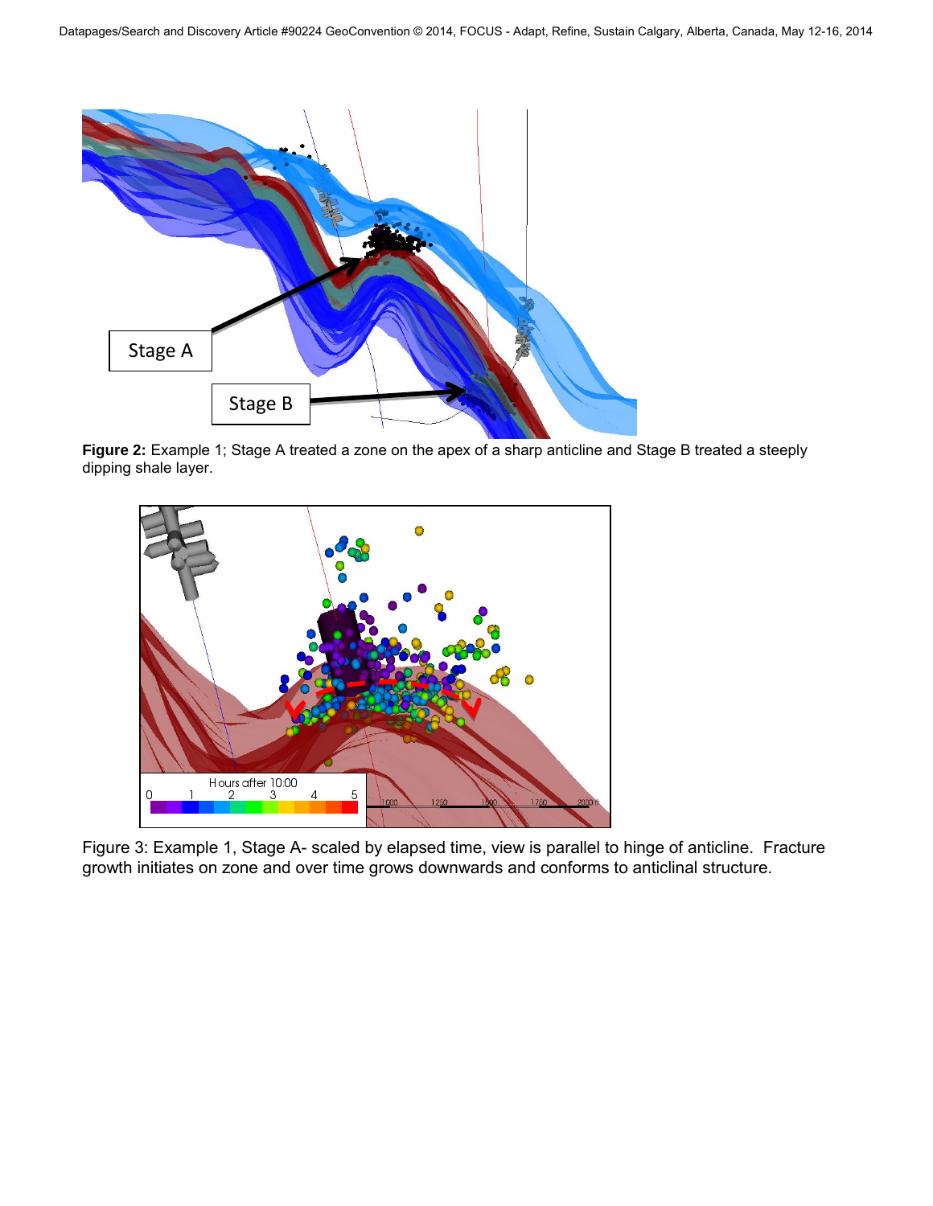**Figure 2:** Example 1; Stage A treated a zone on the apex of a sharp anticline and Stage B treated a steeply dipping shale layer.

Figure 3: Example 1, Stage A- scaled by elapsed time, view is parallel to hinge of anticline. Fracture growth initiates on zone and over time grows downwards and conforms to anticlinal structure.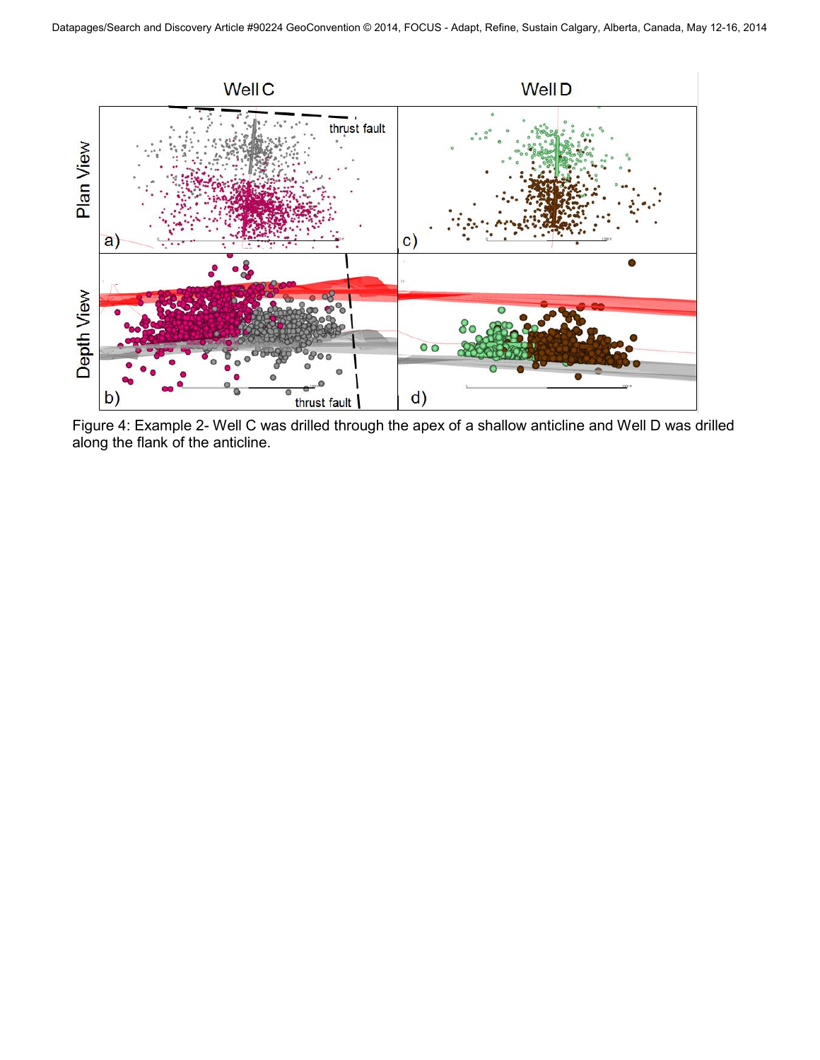Well C

Well D

Plan View

Depth View

thrust fault

a)

b)

c)

d)

thrust fault

Figure 4: Example 2- Well C was drilled through the apex of a shallow anticline and Well D was drilled along the flank of the anticline.